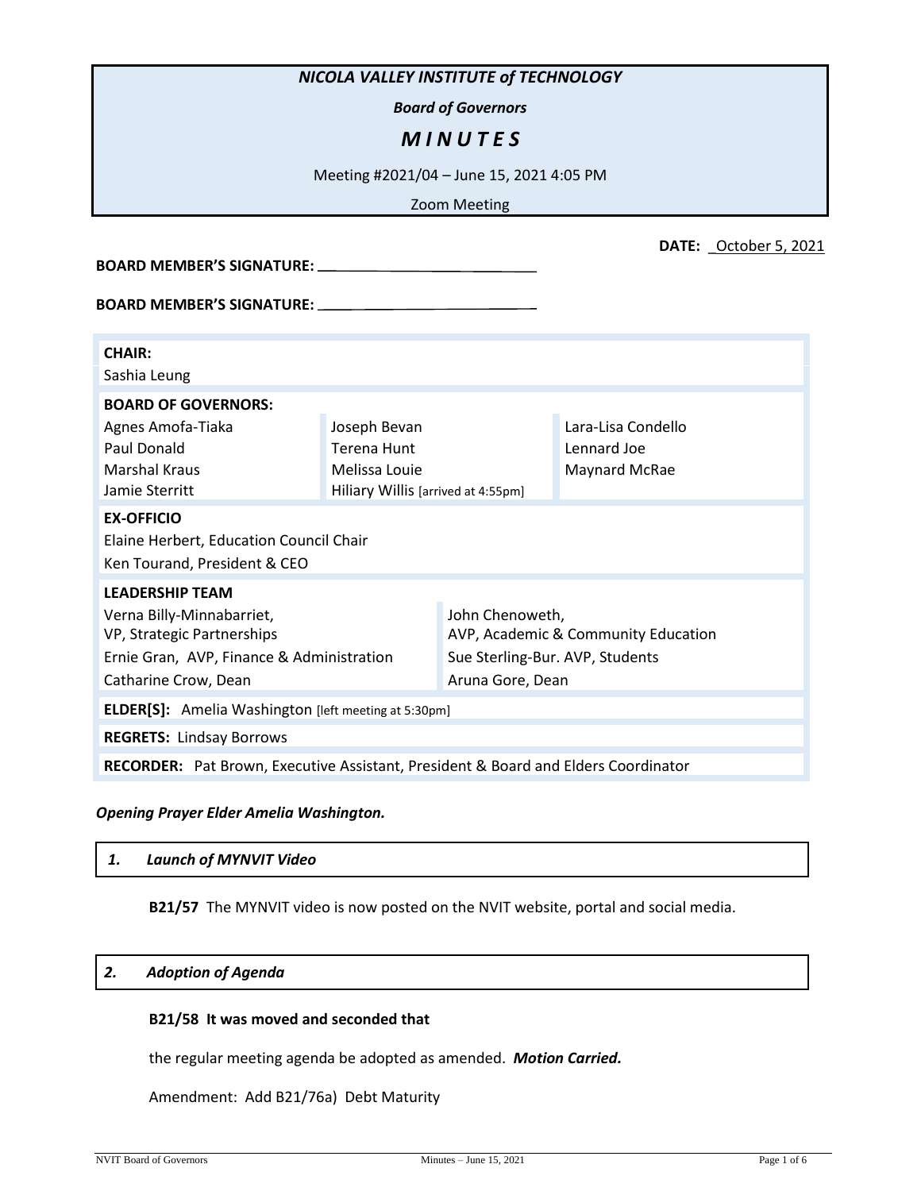# NICOLA VALLEY INSTITUTE of TECHNOLOGY

***Board of Governors***

## *M I N U T E S*

Meeting #2021/04 – June 15, 2021 4:05 PM

Zoom Meeting

**DATE:** October 5, 2021

**BOARD MEMBER'S SIGNATURE:** ____________________________

**BOARD MEMBER'S SIGNATURE:** ____________________________

**CHAIR:**
Sashia Leung

**BOARD OF GOVERNORS:**

| | | |
|---|---|---|
| Agnes Amofa-Tiaka | Joseph Bevan | Lara-Lisa Condello |
| Paul Donald | Terena Hunt | Lennard Joe |
| Marshal Kraus | Melissa Louie | Maynard McRae |
| Jamie Sterritt | Hiliary Willis [arrived at 4:55pm] | |

**EX-OFFICIO**
Elaine Herbert, Education Council Chair
Ken Tourand, President & CEO

**LEADERSHIP TEAM**

| | |
|---|---|
| Verna Billy-Minnabarriet, VP, Strategic Partnerships | John Chenoweth, AVP, Academic & Community Education |
| Ernie Gran, AVP, Finance & Administration | Sue Sterling-Bur. AVP, Students |
| Catharine Crow, Dean | Aruna Gore, Dean |

**ELDER[S]:** Amelia Washington [left meeting at 5:30pm]

**REGRETS:** Lindsay Borrows

**RECORDER:** Pat Brown, Executive Assistant, President & Board and Elders Coordinator

***Opening Prayer Elder Amelia Washington.***

### *1. Launch of MYNVIT Video*

**B21/57** The MYNVIT video is now posted on the NVIT website, portal and social media.

### *2. Adoption of Agenda*

**B21/58 It was moved and seconded that**

the regular meeting agenda be adopted as amended. ***Motion Carried.***

Amendment: Add B21/76a) Debt Maturity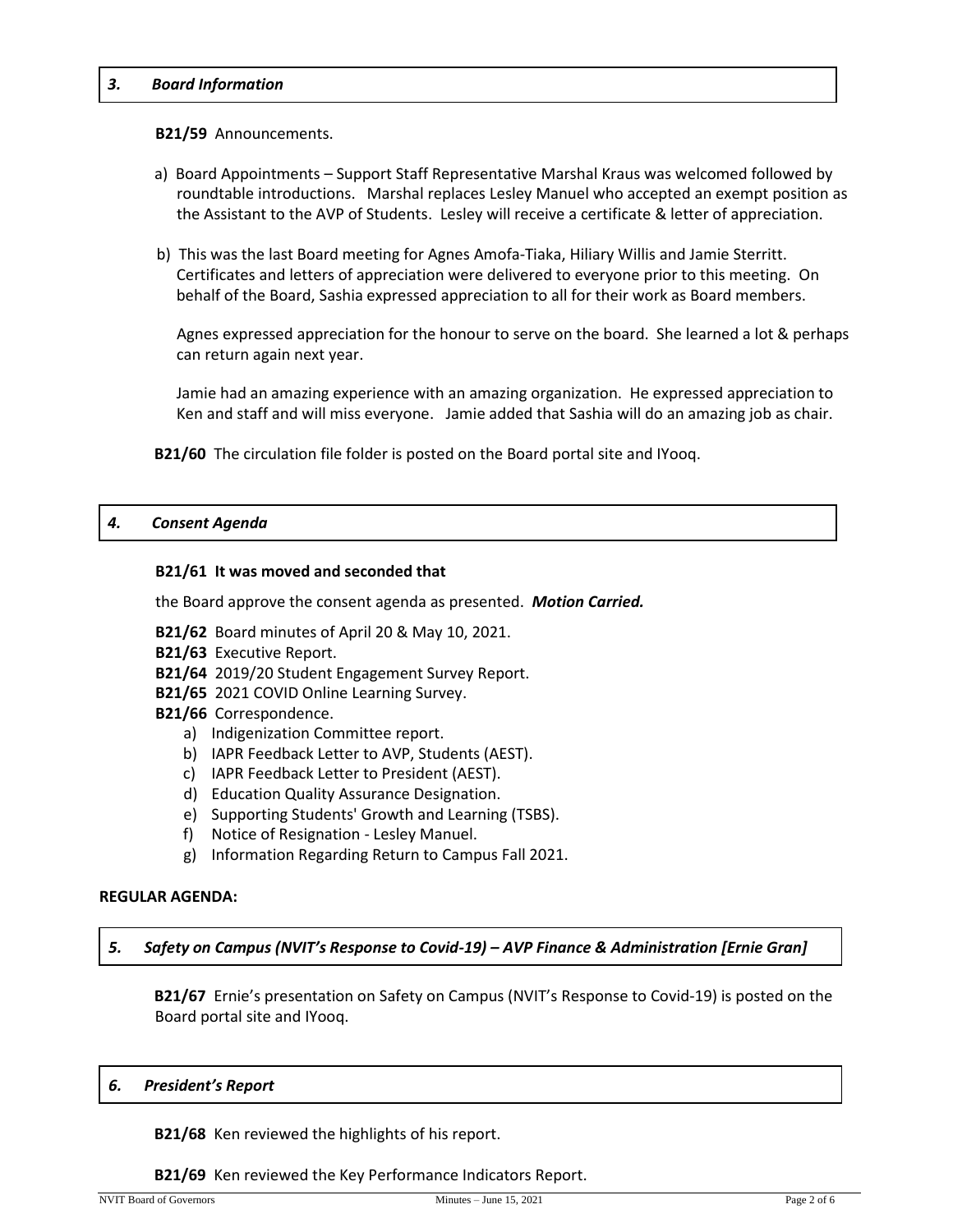## *3. Board Information*

**B21/59** Announcements.

a) Board Appointments – Support Staff Representative Marshal Kraus was welcomed followed by roundtable introductions. Marshal replaces Lesley Manuel who accepted an exempt position as the Assistant to the AVP of Students. Lesley will receive a certificate & letter of appreciation.

b) This was the last Board meeting for Agnes Amofa-Tiaka, Hiliary Willis and Jamie Sterritt. Certificates and letters of appreciation were delivered to everyone prior to this meeting. On behalf of the Board, Sashia expressed appreciation to all for their work as Board members.

Agnes expressed appreciation for the honour to serve on the board. She learned a lot & perhaps can return again next year.

Jamie had an amazing experience with an amazing organization. He expressed appreciation to Ken and staff and will miss everyone. Jamie added that Sashia will do an amazing job as chair.

**B21/60** The circulation file folder is posted on the Board portal site and IYooq.

## *4. Consent Agenda*

**B21/61 It was moved and seconded that**

the Board approve the consent agenda as presented. ***Motion Carried.***

**B21/62** Board minutes of April 20 & May 10, 2021.
**B21/63** Executive Report.
**B21/64** 2019/20 Student Engagement Survey Report.
**B21/65** 2021 COVID Online Learning Survey.
**B21/66** Correspondence.

a) Indigenization Committee report.
b) IAPR Feedback Letter to AVP, Students (AEST).
c) IAPR Feedback Letter to President (AEST).
d) Education Quality Assurance Designation.
e) Supporting Students' Growth and Learning (TSBS).
f) Notice of Resignation - Lesley Manuel.
g) Information Regarding Return to Campus Fall 2021.

**REGULAR AGENDA:**

## *5. Safety on Campus (NVIT's Response to Covid-19) – AVP Finance & Administration [Ernie Gran]*

**B21/67** Ernie's presentation on Safety on Campus (NVIT's Response to Covid-19) is posted on the Board portal site and IYooq.

## *6. President's Report*

**B21/68** Ken reviewed the highlights of his report.

**B21/69** Ken reviewed the Key Performance Indicators Report.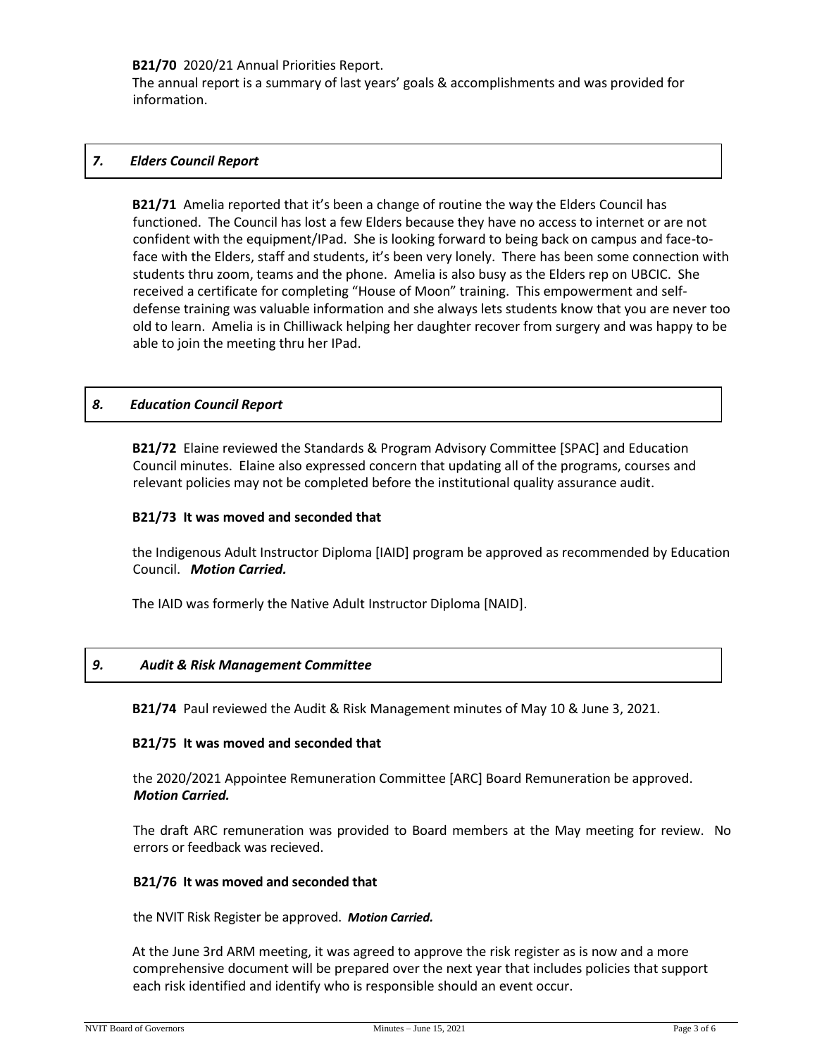**B21/70** 2020/21 Annual Priorities Report.
The annual report is a summary of last years' goals & accomplishments and was provided for information.

## *7. Elders Council Report*

**B21/71** Amelia reported that it's been a change of routine the way the Elders Council has functioned. The Council has lost a few Elders because they have no access to internet or are not confident with the equipment/IPad. She is looking forward to being back on campus and face-to-face with the Elders, staff and students, it's been very lonely. There has been some connection with students thru zoom, teams and the phone. Amelia is also busy as the Elders rep on UBCIC. She received a certificate for completing "House of Moon" training. This empowerment and self-defense training was valuable information and she always lets students know that you are never too old to learn. Amelia is in Chilliwack helping her daughter recover from surgery and was happy to be able to join the meeting thru her IPad.

## *8. Education Council Report*

**B21/72** Elaine reviewed the Standards & Program Advisory Committee [SPAC] and Education Council minutes. Elaine also expressed concern that updating all of the programs, courses and relevant policies may not be completed before the institutional quality assurance audit.

**B21/73 It was moved and seconded that**

the Indigenous Adult Instructor Diploma [IAID] program be approved as recommended by Education Council. ***Motion Carried.***

The IAID was formerly the Native Adult Instructor Diploma [NAID].

## *9. Audit & Risk Management Committee*

**B21/74** Paul reviewed the Audit & Risk Management minutes of May 10 & June 3, 2021.

**B21/75 It was moved and seconded that**

the 2020/2021 Appointee Remuneration Committee [ARC] Board Remuneration be approved. ***Motion Carried.***

The draft ARC remuneration was provided to Board members at the May meeting for review. No errors or feedback was recieved.

**B21/76 It was moved and seconded that**

the NVIT Risk Register be approved. ***Motion Carried.***

At the June 3rd ARM meeting, it was agreed to approve the risk register as is now and a more comprehensive document will be prepared over the next year that includes policies that support each risk identified and identify who is responsible should an event occur.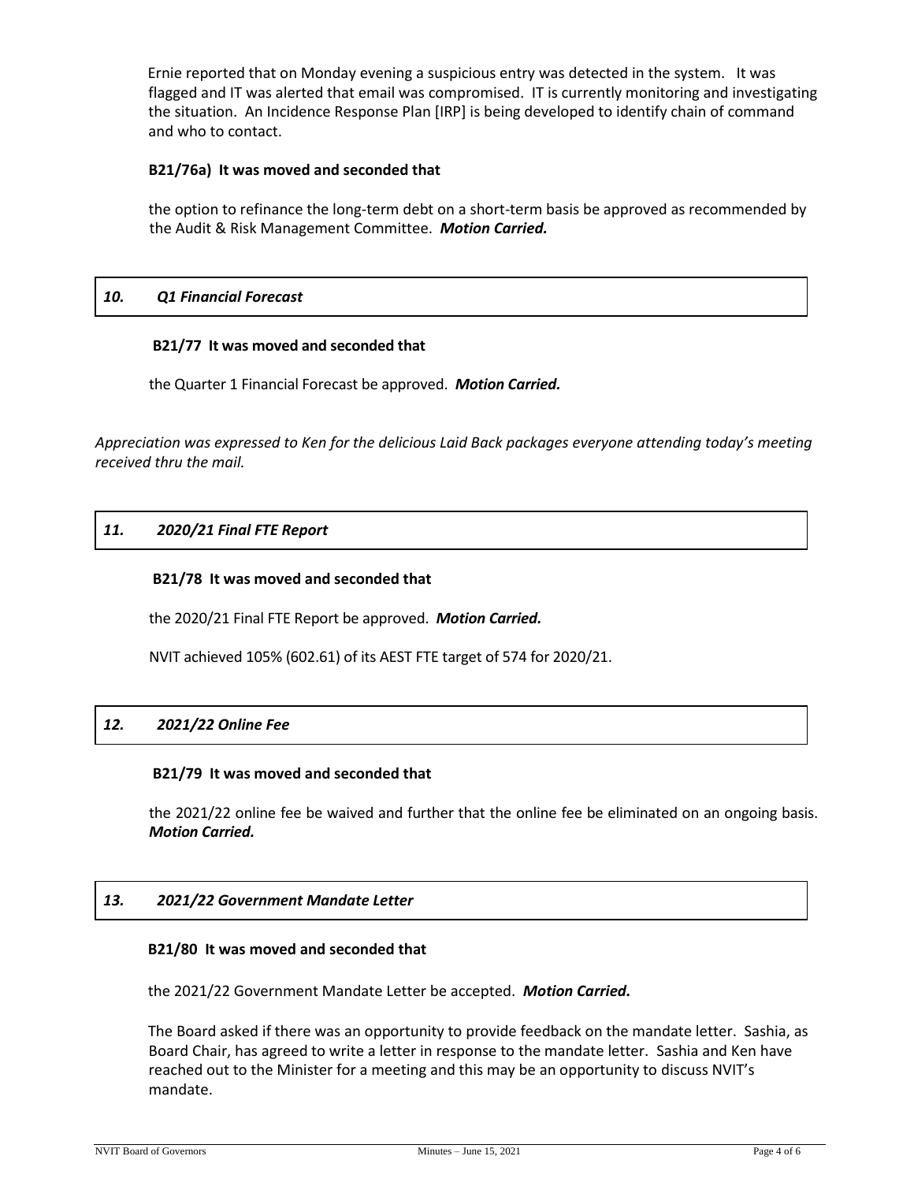Ernie reported that on Monday evening a suspicious entry was detected in the system. It was flagged and IT was alerted that email was compromised. IT is currently monitoring and investigating the situation. An Incidence Response Plan [IRP] is being developed to identify chain of command and who to contact.

**B21/76a) It was moved and seconded that**

the option to refinance the long-term debt on a short-term basis be approved as recommended by the Audit & Risk Management Committee. ***Motion Carried.***

## *10. Q1 Financial Forecast*

**B21/77 It was moved and seconded that**

the Quarter 1 Financial Forecast be approved. ***Motion Carried.***

*Appreciation was expressed to Ken for the delicious Laid Back packages everyone attending today's meeting received thru the mail.*

## *11. 2020/21 Final FTE Report*

**B21/78 It was moved and seconded that**

the 2020/21 Final FTE Report be approved. ***Motion Carried.***

NVIT achieved 105% (602.61) of its AEST FTE target of 574 for 2020/21.

## *12. 2021/22 Online Fee*

**B21/79 It was moved and seconded that**

the 2021/22 online fee be waived and further that the online fee be eliminated on an ongoing basis. ***Motion Carried.***

## *13. 2021/22 Government Mandate Letter*

**B21/80 It was moved and seconded that**

the 2021/22 Government Mandate Letter be accepted. ***Motion Carried.***

The Board asked if there was an opportunity to provide feedback on the mandate letter. Sashia, as Board Chair, has agreed to write a letter in response to the mandate letter. Sashia and Ken have reached out to the Minister for a meeting and this may be an opportunity to discuss NVIT's mandate.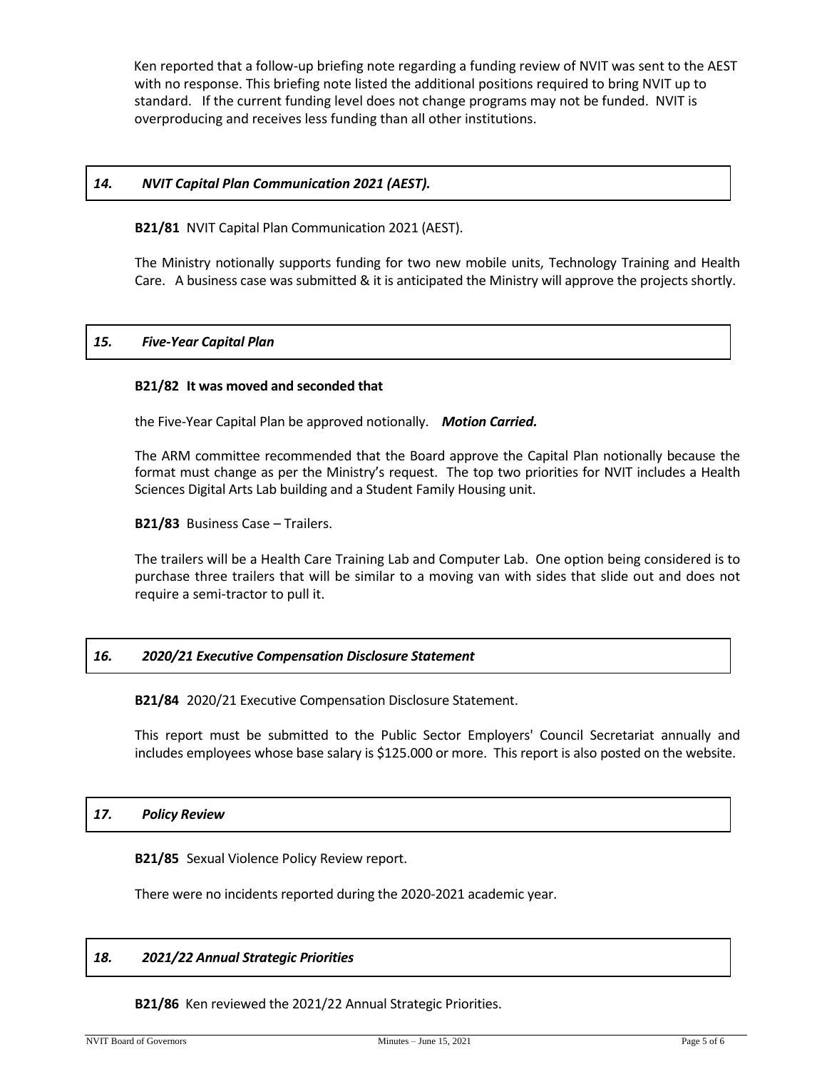Ken reported that a follow-up briefing note regarding a funding review of NVIT was sent to the AEST with no response. This briefing note listed the additional positions required to bring NVIT up to standard. If the current funding level does not change programs may not be funded. NVIT is overproducing and receives less funding than all other institutions.

### *14. NVIT Capital Plan Communication 2021 (AEST).*

**B21/81** NVIT Capital Plan Communication 2021 (AEST).

The Ministry notionally supports funding for two new mobile units, Technology Training and Health Care. A business case was submitted & it is anticipated the Ministry will approve the projects shortly.

### *15. Five-Year Capital Plan*

**B21/82 It was moved and seconded that**

the Five-Year Capital Plan be approved notionally. ***Motion Carried.***

The ARM committee recommended that the Board approve the Capital Plan notionally because the format must change as per the Ministry's request. The top two priorities for NVIT includes a Health Sciences Digital Arts Lab building and a Student Family Housing unit.

**B21/83** Business Case – Trailers.

The trailers will be a Health Care Training Lab and Computer Lab. One option being considered is to purchase three trailers that will be similar to a moving van with sides that slide out and does not require a semi-tractor to pull it.

### *16. 2020/21 Executive Compensation Disclosure Statement*

**B21/84** 2020/21 Executive Compensation Disclosure Statement.

This report must be submitted to the Public Sector Employers' Council Secretariat annually and includes employees whose base salary is $125.000 or more. This report is also posted on the website.

### *17. Policy Review*

**B21/85** Sexual Violence Policy Review report.

There were no incidents reported during the 2020-2021 academic year.

### *18. 2021/22 Annual Strategic Priorities*

**B21/86** Ken reviewed the 2021/22 Annual Strategic Priorities.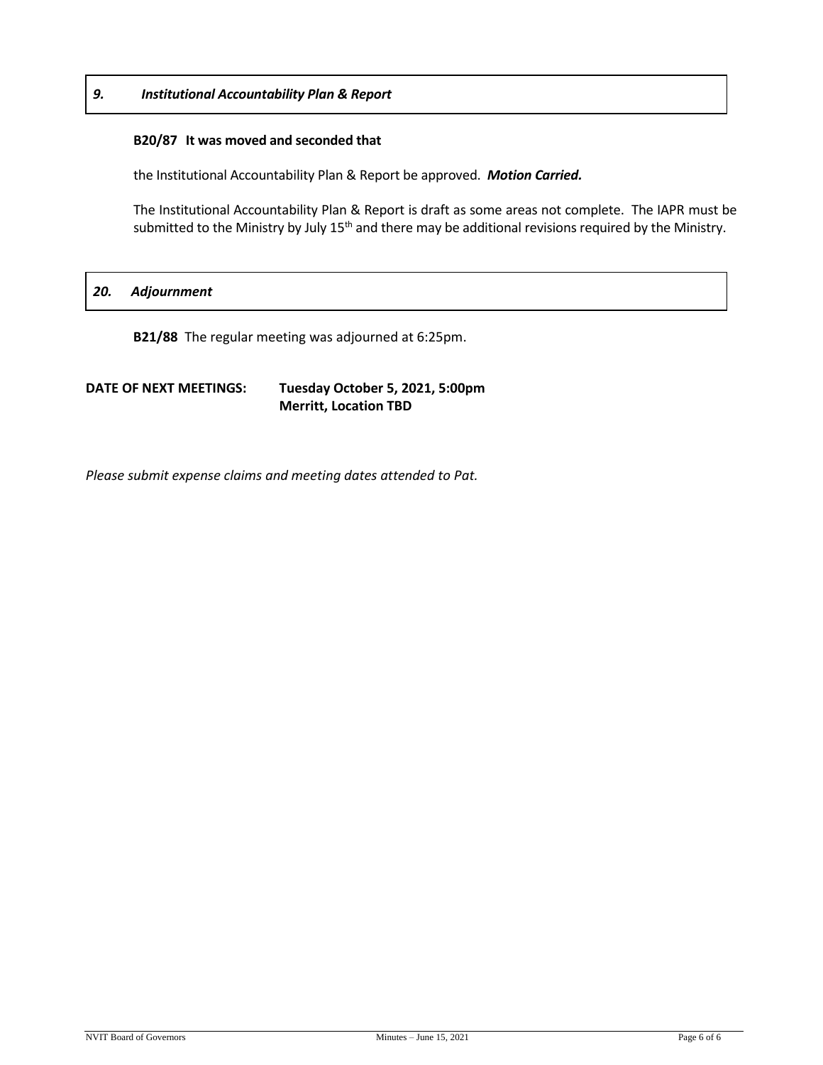## *9. Institutional Accountability Plan & Report*

**B20/87 It was moved and seconded that**

the Institutional Accountability Plan & Report be approved. ***Motion Carried.***

The Institutional Accountability Plan & Report is draft as some areas not complete. The IAPR must be submitted to the Ministry by July 15th and there may be additional revisions required by the Ministry.

## *20. Adjournment*

**B21/88** The regular meeting was adjourned at 6:25pm.

**DATE OF NEXT MEETINGS: Tuesday October 5, 2021, 5:00pm**
**Merritt, Location TBD**

*Please submit expense claims and meeting dates attended to Pat.*